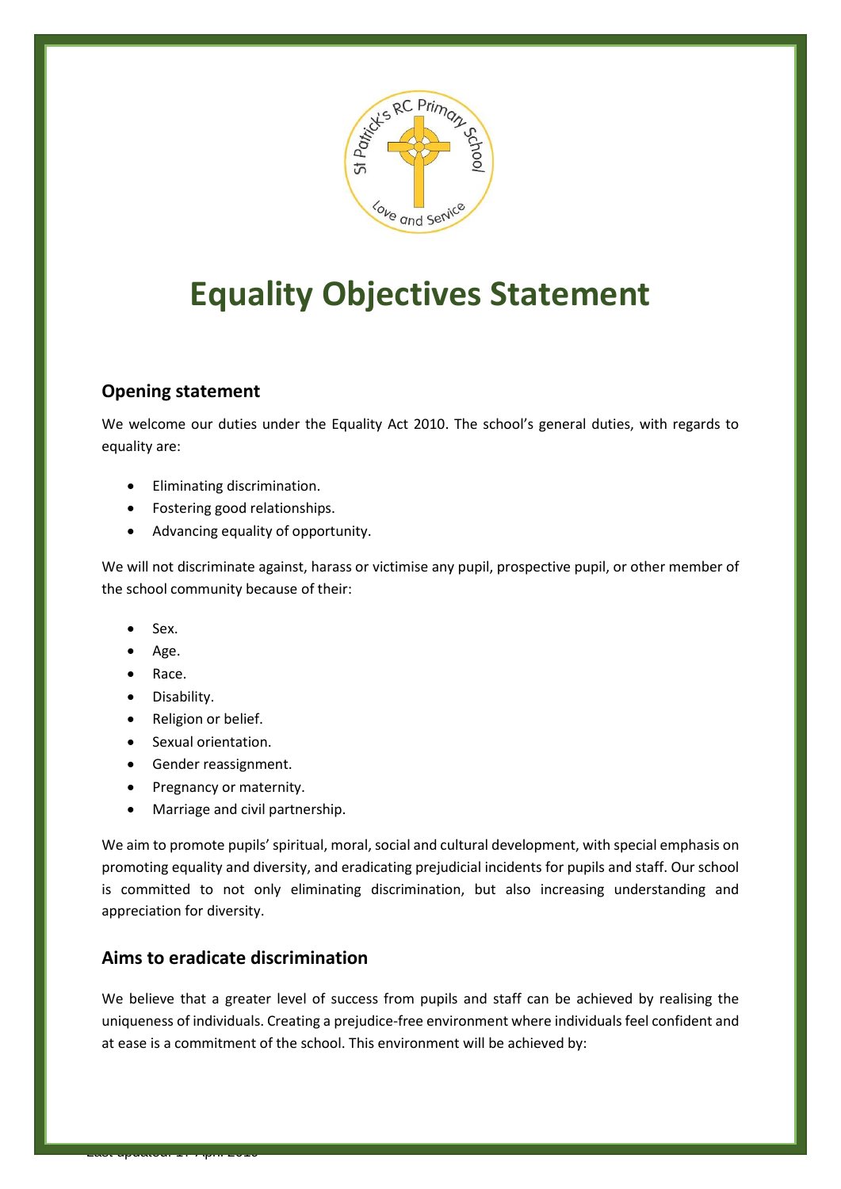# Equality Objectives Statement

## Opening statement

We welcome our duties under the Equality Act 2010. The school's general duties, with regards to equality are:

- Eliminating discrimination.
- Fostering good relationships.
- Advancing equality of opportunity.

We will not discriminate against, harass or victimise any pupil, prospective pupil, or other member of the school community because of their:

- Sex.
- Age.
- Race.
- Disability.
- Religion or belief.
- Sexual orientation.
- Gender reassignment.
- Pregnancy or maternity.
- Marriage and civil partnership.

We aim to promote pupils' spiritual, moral, social and cultural development, with special emphasis on promoting equality and diversity, and eradicating prejudicial incidents for pupils and staff. Our school is committed to not only eliminating discrimination, but also increasing understanding and appreciation for diversity.

## Aims to eradicate discrimination

We believe that a greater level of success from pupils and staff can be achieved by realising the uniqueness of individuals. Creating a prejudice-free environment where individuals feel confident and at ease is a commitment of the school. This environment will be achieved by: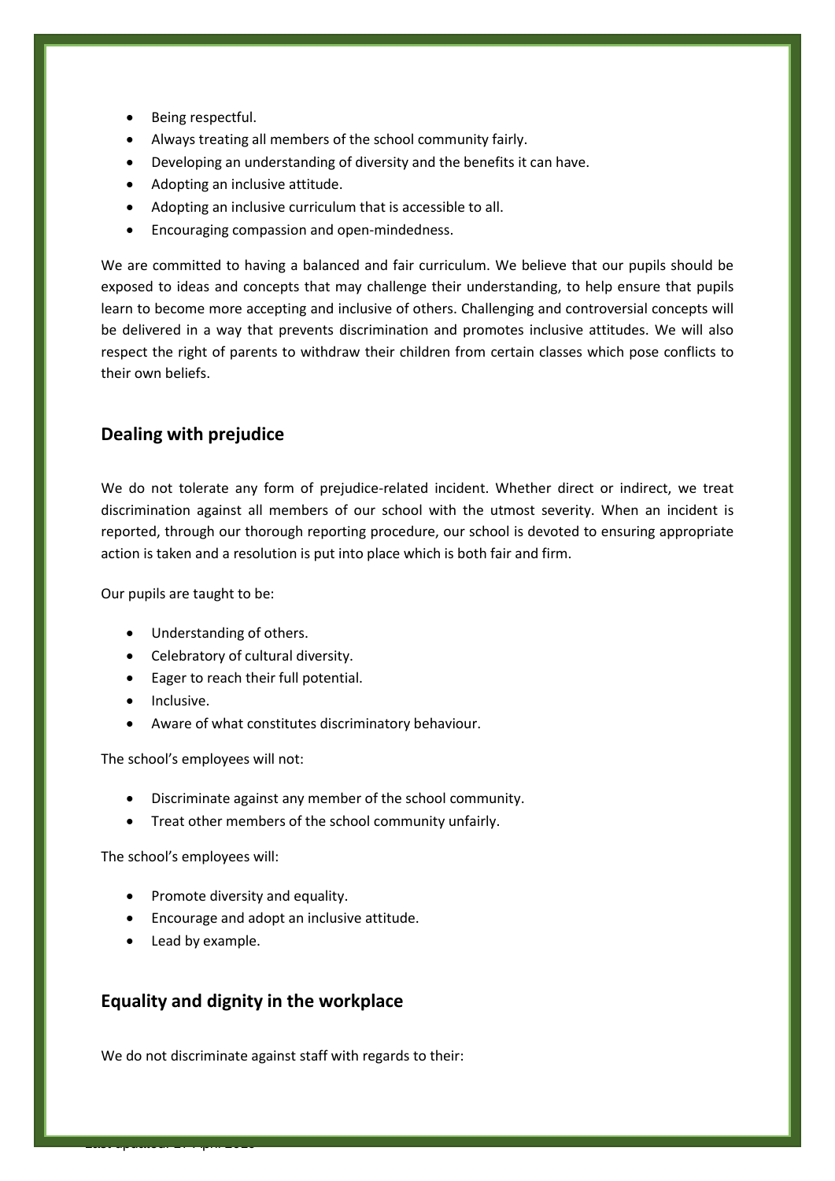- Being respectful.
- Always treating all members of the school community fairly.
- Developing an understanding of diversity and the benefits it can have.
- Adopting an inclusive attitude.
- Adopting an inclusive curriculum that is accessible to all.
- Encouraging compassion and open-mindedness.

We are committed to having a balanced and fair curriculum. We believe that our pupils should be exposed to ideas and concepts that may challenge their understanding, to help ensure that pupils learn to become more accepting and inclusive of others. Challenging and controversial concepts will be delivered in a way that prevents discrimination and promotes inclusive attitudes. We will also respect the right of parents to withdraw their children from certain classes which pose conflicts to their own beliefs.

## Dealing with prejudice

We do not tolerate any form of prejudice-related incident. Whether direct or indirect, we treat discrimination against all members of our school with the utmost severity. When an incident is reported, through our thorough reporting procedure, our school is devoted to ensuring appropriate action is taken and a resolution is put into place which is both fair and firm.

Our pupils are taught to be:

- Understanding of others.
- Celebratory of cultural diversity.
- Eager to reach their full potential.
- Inclusive.
- Aware of what constitutes discriminatory behaviour.

The school's employees will not:

- Discriminate against any member of the school community.
- Treat other members of the school community unfairly.

The school's employees will:

- Promote diversity and equality.
- Encourage and adopt an inclusive attitude.
- Lead by example.

## Equality and dignity in the workplace

We do not discriminate against staff with regards to their: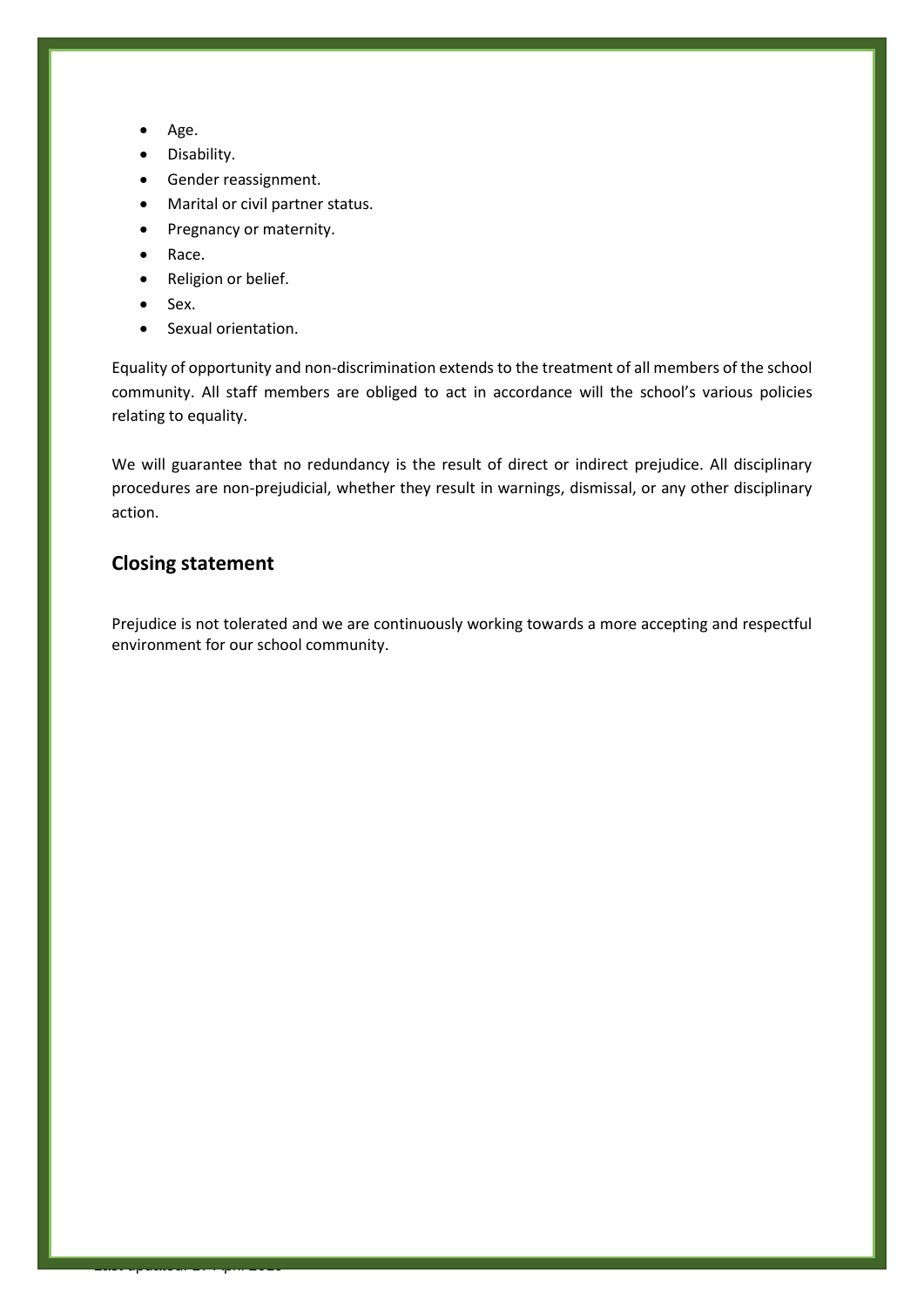- Age.
- Disability.
- Gender reassignment.
- Marital or civil partner status.
- Pregnancy or maternity.
- Race.
- Religion or belief.
- Sex.
- Sexual orientation.

Equality of opportunity and non-discrimination extends to the treatment of all members of the school community. All staff members are obliged to act in accordance will the school's various policies relating to equality.

We will guarantee that no redundancy is the result of direct or indirect prejudice. All disciplinary procedures are non-prejudicial, whether they result in warnings, dismissal, or any other disciplinary action.

## Closing statement

Prejudice is not tolerated and we are continuously working towards a more accepting and respectful environment for our school community.